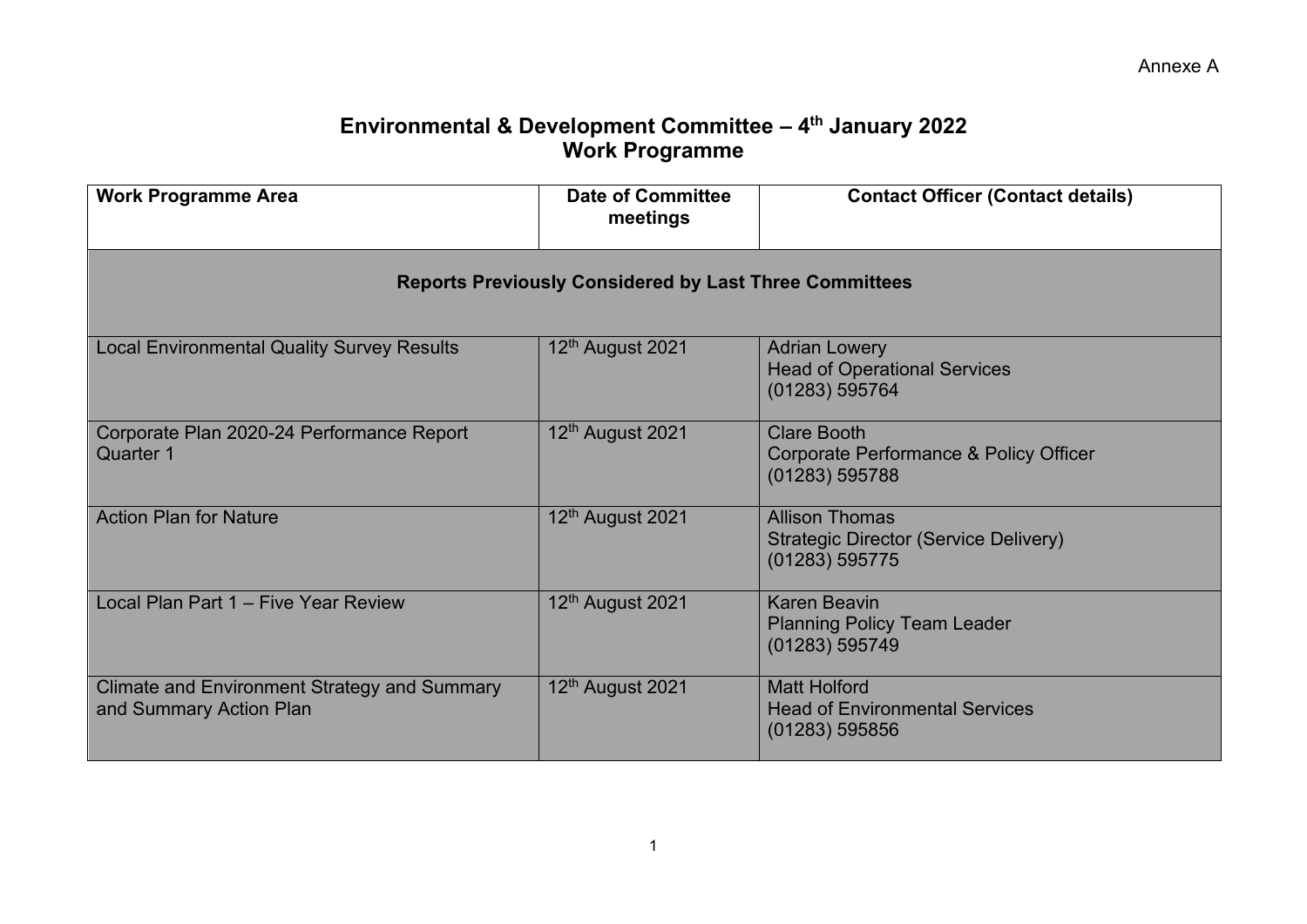Annexe A

# Environmental & Development Committee – 4th January 2022
## Work Programme

| Work Programme Area | Date of Committee meetings | Contact Officer (Contact details) |
|---|---|---|
| **Reports Previously Considered by Last Three Committees** | | |
| Local Environmental Quality Survey Results | 12th August 2021 | Adrian Lowery<br>Head of Operational Services<br>(01283) 595764 |
| Corporate Plan 2020-24 Performance Report Quarter 1 | 12th August 2021 | Clare Booth<br>Corporate Performance & Policy Officer<br>(01283) 595788 |
| Action Plan for Nature | 12th August 2021 | Allison Thomas<br>Strategic Director (Service Delivery)<br>(01283) 595775 |
| Local Plan Part 1 – Five Year Review | 12th August 2021 | Karen Beavin<br>Planning Policy Team Leader<br>(01283) 595749 |
| Climate and Environment Strategy and Summary and Summary Action Plan | 12th August 2021 | Matt Holford<br>Head of Environmental Services<br>(01283) 595856 |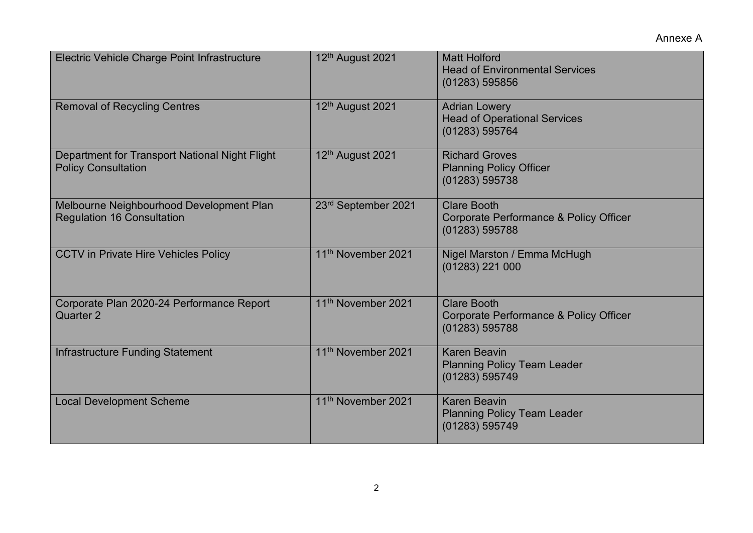Annexe A

| | | |
|---|---|---|
| Electric Vehicle Charge Point Infrastructure | 12th August 2021 | Matt Holford<br>Head of Environmental Services<br>(01283) 595856 |
| Removal of Recycling Centres | 12th August 2021 | Adrian Lowery<br>Head of Operational Services<br>(01283) 595764 |
| Department for Transport National Night Flight Policy Consultation | 12th August 2021 | Richard Groves<br>Planning Policy Officer<br>(01283) 595738 |
| Melbourne Neighbourhood Development Plan Regulation 16 Consultation | 23rd September 2021 | Clare Booth<br>Corporate Performance & Policy Officer<br>(01283) 595788 |
| CCTV in Private Hire Vehicles Policy | 11th November 2021 | Nigel Marston / Emma McHugh<br>(01283) 221 000 |
| Corporate Plan 2020-24 Performance Report Quarter 2 | 11th November 2021 | Clare Booth<br>Corporate Performance & Policy Officer<br>(01283) 595788 |
| Infrastructure Funding Statement | 11th November 2021 | Karen Beavin<br>Planning Policy Team Leader<br>(01283) 595749 |
| Local Development Scheme | 11th November 2021 | Karen Beavin<br>Planning Policy Team Leader<br>(01283) 595749 |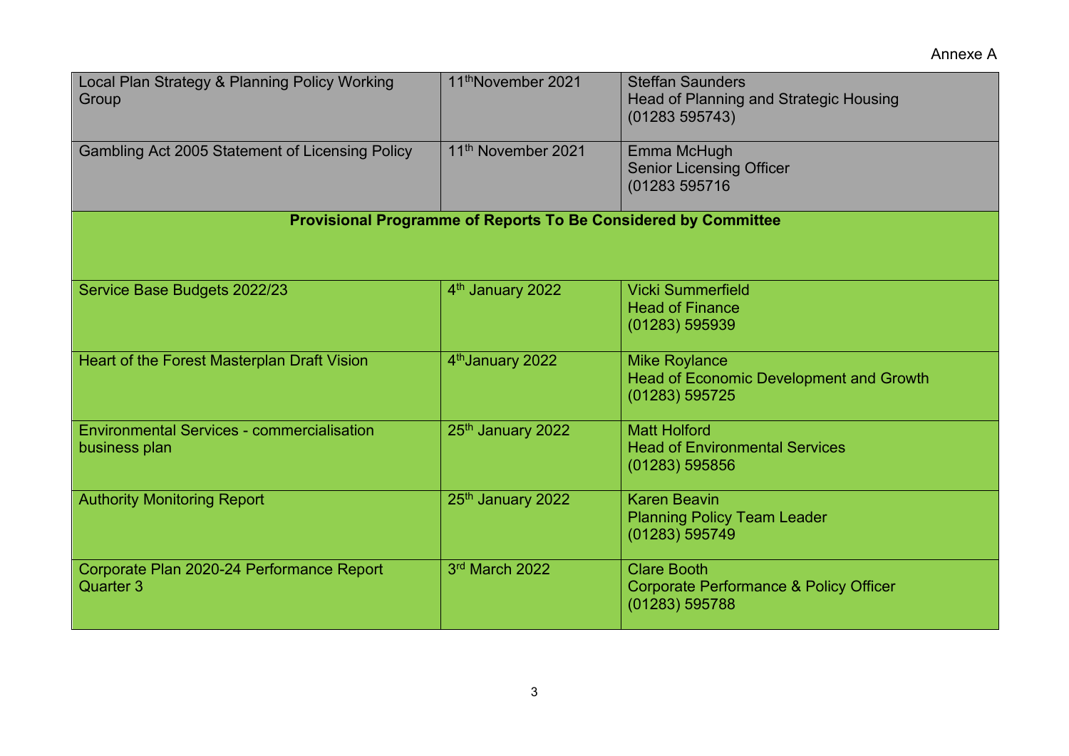Annexe A

| | | |
|---|---|---|
| Local Plan Strategy & Planning Policy Working Group | 11thNovember 2021 | Steffan Saunders<br>Head of Planning and Strategic Housing<br>(01283 595743) |
| Gambling Act 2005 Statement of Licensing Policy | 11th November 2021 | Emma McHugh<br>Senior Licensing Officer<br>(01283 595716 |
| **Provisional Programme of Reports To Be Considered by Committee** | | |
| Service Base Budgets 2022/23 | 4th January 2022 | Vicki Summerfield<br>Head of Finance<br>(01283) 595939 |
| Heart of the Forest Masterplan Draft Vision | 4thJanuary 2022 | Mike Roylance<br>Head of Economic Development and Growth<br>(01283) 595725 |
| Environmental Services - commercialisation business plan | 25th January 2022 | Matt Holford<br>Head of Environmental Services<br>(01283) 595856 |
| Authority Monitoring Report | 25th January 2022 | Karen Beavin<br>Planning Policy Team Leader<br>(01283) 595749 |
| Corporate Plan 2020-24 Performance Report Quarter 3 | 3rd March 2022 | Clare Booth<br>Corporate Performance & Policy Officer<br>(01283) 595788 |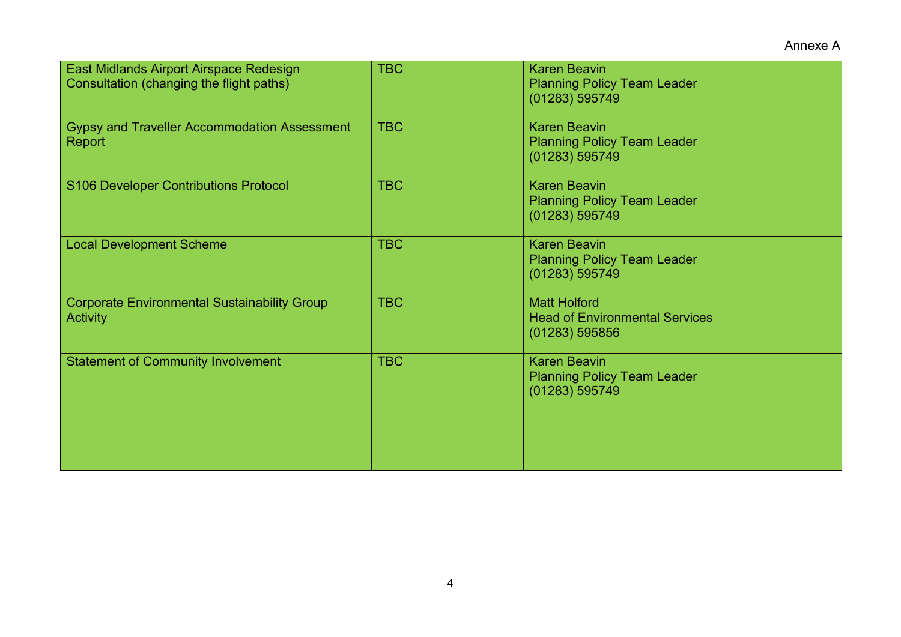Annexe A

| | | |
| --- | --- | --- |
| East Midlands Airport Airspace Redesign Consultation (changing the flight paths) | TBC | Karen Beavin<br>Planning Policy Team Leader<br>(01283) 595749 |
| Gypsy and Traveller Accommodation Assessment Report | TBC | Karen Beavin<br>Planning Policy Team Leader<br>(01283) 595749 |
| S106 Developer Contributions Protocol | TBC | Karen Beavin<br>Planning Policy Team Leader<br>(01283) 595749 |
| Local Development Scheme | TBC | Karen Beavin<br>Planning Policy Team Leader<br>(01283) 595749 |
| Corporate Environmental Sustainability Group Activity | TBC | Matt Holford<br>Head of Environmental Services<br>(01283) 595856 |
| Statement of Community Involvement | TBC | Karen Beavin<br>Planning Policy Team Leader<br>(01283) 595749 |
| | | |